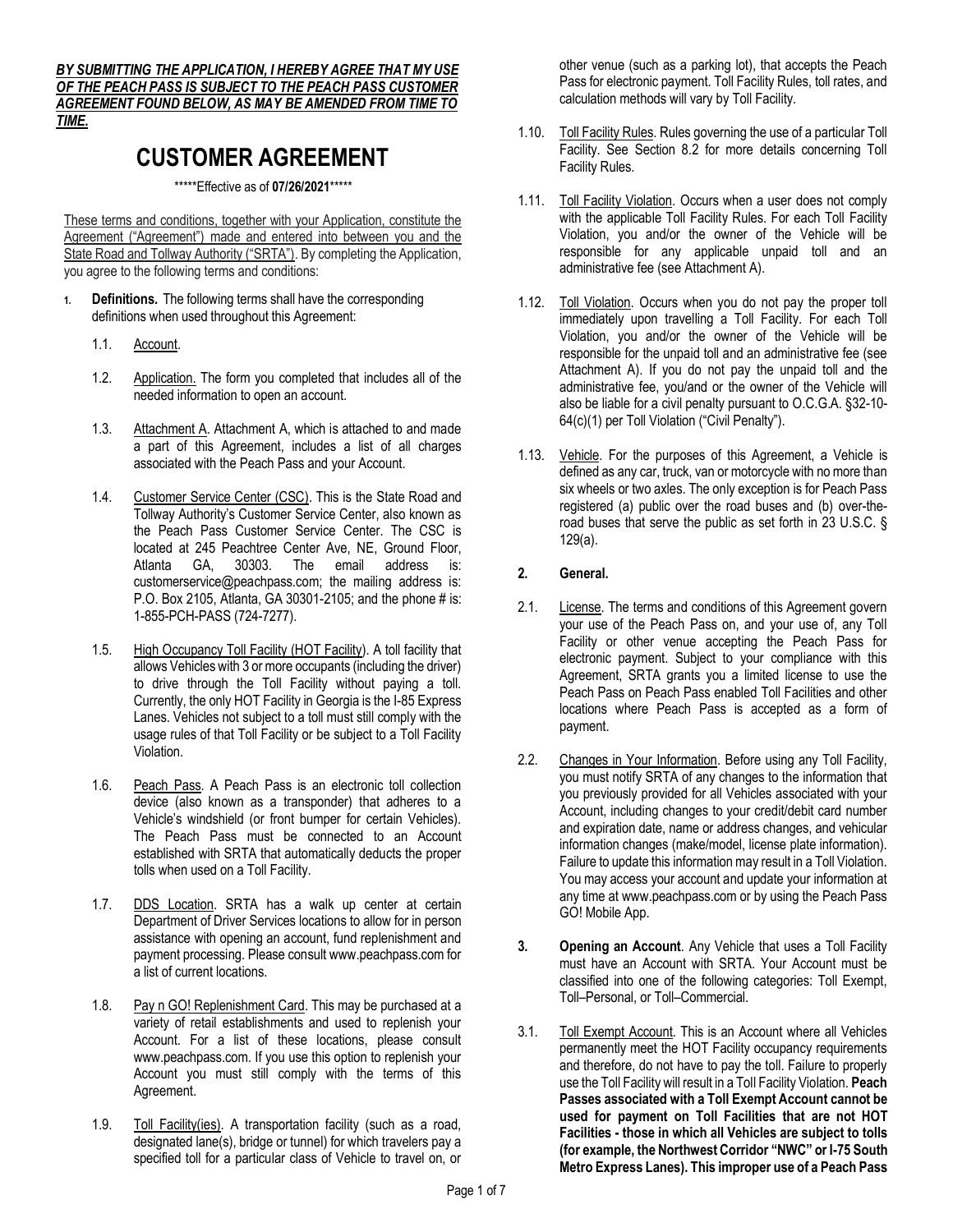***<u>BY SUBMITTING THE APPLICATION, I HEREBY AGREE THAT MY USE OF THE PEACH PASS IS SUBJECT TO THE PEACH PASS CUSTOMER AGREEMENT FOUND BELOW, AS MAY BE AMENDED FROM TIME TO TIME.</u>***

# CUSTOMER AGREEMENT

*****Effective as of **07/26/2021*******

<u>These terms and conditions, together with your Application, constitute the Agreement ("Agreement") made and entered into between you and the State Road and Tollway Authority ("SRTA")</u>. By completing the Application, you agree to the following terms and conditions:

1. **Definitions.** The following terms shall have the corresponding definitions when used throughout this Agreement:

   1.1. <u>Account</u>.

   1.2. <u>Application.</u> The form you completed that includes all of the needed information to open an account.

   1.3. <u>Attachment A</u>. Attachment A, which is attached to and made a part of this Agreement, includes a list of all charges associated with the Peach Pass and your Account.

   1.4. <u>Customer Service Center (CSC)</u>. This is the State Road and Tollway Authority's Customer Service Center, also known as the Peach Pass Customer Service Center. The CSC is located at 245 Peachtree Center Ave, NE, Ground Floor, Atlanta GA, 30303. The email address is: customerservice@peachpass.com; the mailing address is: P.O. Box 2105, Atlanta, GA 30301-2105; and the phone # is: 1-855-PCH-PASS (724-7277).

   1.5. <u>High Occupancy Toll Facility (HOT Facility)</u>. A toll facility that allows Vehicles with 3 or more occupants (including the driver) to drive through the Toll Facility without paying a toll. Currently, the only HOT Facility in Georgia is the I-85 Express Lanes. Vehicles not subject to a toll must still comply with the usage rules of that Toll Facility or be subject to a Toll Facility Violation.

   1.6. <u>Peach Pass</u>. A Peach Pass is an electronic toll collection device (also known as a transponder) that adheres to a Vehicle's windshield (or front bumper for certain Vehicles). The Peach Pass must be connected to an Account established with SRTA that automatically deducts the proper tolls when used on a Toll Facility.

   1.7. <u>DDS Location</u>. SRTA has a walk up center at certain Department of Driver Services locations to allow for in person assistance with opening an account, fund replenishment and payment processing. Please consult www.peachpass.com for a list of current locations.

   1.8. <u>Pay n GO! Replenishment Card</u>. This may be purchased at a variety of retail establishments and used to replenish your Account. For a list of these locations, please consult www.peachpass.com. If you use this option to replenish your Account you must still comply with the terms of this Agreement.

   1.9. <u>Toll Facility(ies)</u>. A transportation facility (such as a road, designated lane(s), bridge or tunnel) for which travelers pay a specified toll for a particular class of Vehicle to travel on, or other venue (such as a parking lot), that accepts the Peach Pass for electronic payment. Toll Facility Rules, toll rates, and calculation methods will vary by Toll Facility.

   1.10. <u>Toll Facility Rules</u>. Rules governing the use of a particular Toll Facility. See Section 8.2 for more details concerning Toll Facility Rules.

   1.11. <u>Toll Facility Violation</u>. Occurs when a user does not comply with the applicable Toll Facility Rules. For each Toll Facility Violation, you and/or the owner of the Vehicle will be responsible for any applicable unpaid toll and an administrative fee (see Attachment A).

   1.12. <u>Toll Violation</u>. Occurs when you do not pay the proper toll immediately upon travelling a Toll Facility. For each Toll Violation, you and/or the owner of the Vehicle will be responsible for the unpaid toll and an administrative fee (see Attachment A). If you do not pay the unpaid toll and the administrative fee, you/and or the owner of the Vehicle will also be liable for a civil penalty pursuant to O.C.G.A. §32-10-64(c)(1) per Toll Violation ("Civil Penalty").

   1.13. <u>Vehicle</u>. For the purposes of this Agreement, a Vehicle is defined as any car, truck, van or motorcycle with no more than six wheels or two axles. The only exception is for Peach Pass registered (a) public over the road buses and (b) over-the-road buses that serve the public as set forth in 23 U.S.C. § 129(a).

2. **General.**

   2.1. <u>License</u>. The terms and conditions of this Agreement govern your use of the Peach Pass on, and your use of, any Toll Facility or other venue accepting the Peach Pass for electronic payment. Subject to your compliance with this Agreement, SRTA grants you a limited license to use the Peach Pass on Peach Pass enabled Toll Facilities and other locations where Peach Pass is accepted as a form of payment.

   2.2. <u>Changes in Your Information</u>. Before using any Toll Facility, you must notify SRTA of any changes to the information that you previously provided for all Vehicles associated with your Account, including changes to your credit/debit card number and expiration date, name or address changes, and vehicular information changes (make/model, license plate information). Failure to update this information may result in a Toll Violation. You may access your account and update your information at any time at www.peachpass.com or by using the Peach Pass GO! Mobile App.

3. **Opening an Account**. Any Vehicle that uses a Toll Facility must have an Account with SRTA. Your Account must be classified into one of the following categories: Toll Exempt, Toll–Personal, or Toll–Commercial.

   3.1. <u>Toll Exempt Account</u>. This is an Account where all Vehicles permanently meet the HOT Facility occupancy requirements and therefore, do not have to pay the toll. Failure to properly use the Toll Facility will result in a Toll Facility Violation. **Peach Passes associated with a Toll Exempt Account cannot be used for payment on Toll Facilities that are not HOT Facilities - those in which all Vehicles are subject to tolls (for example, the Northwest Corridor "NWC" or I-75 South Metro Express Lanes). This improper use of a Peach Pass**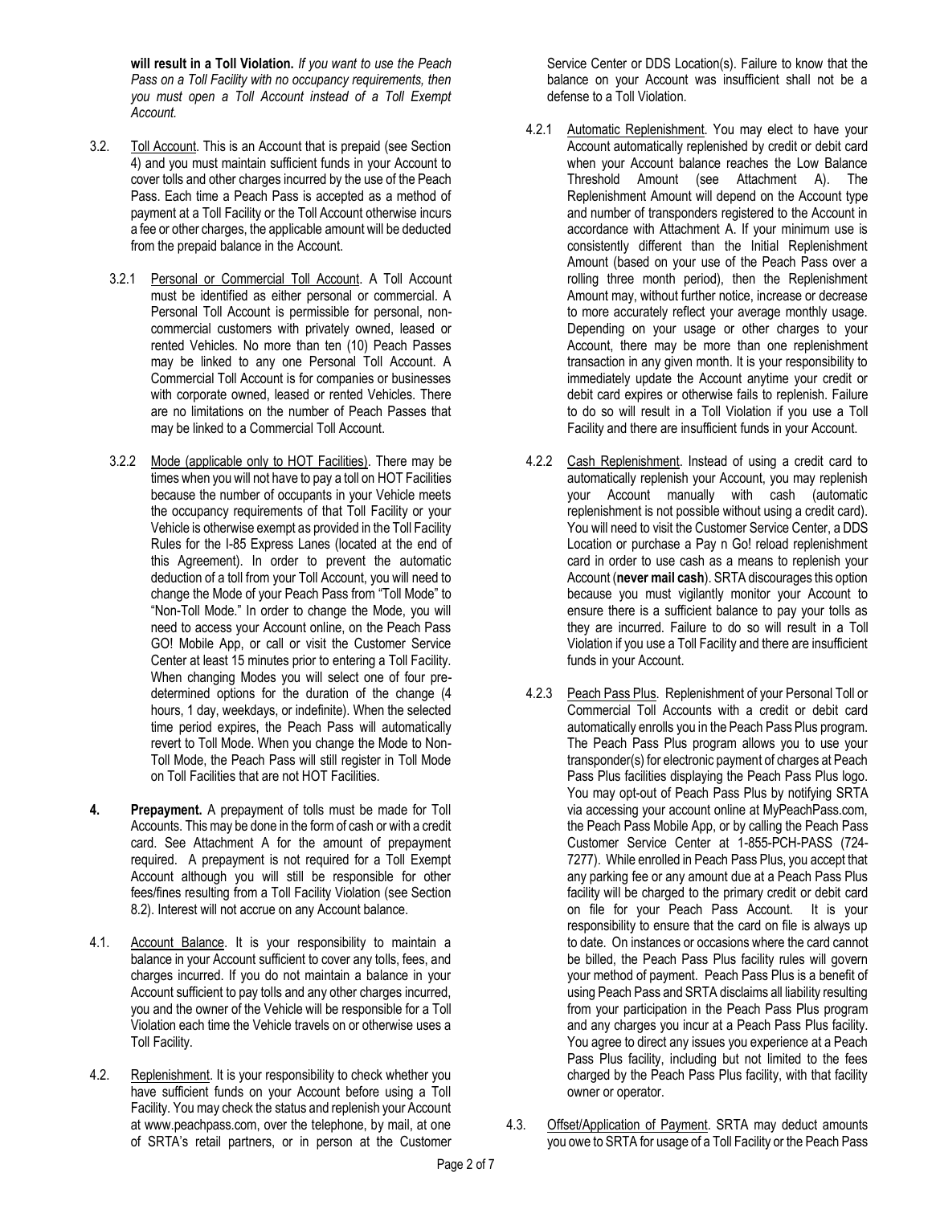**will result in a Toll Violation.** *If you want to use the Peach Pass on a Toll Facility with no occupancy requirements, then you must open a Toll Account instead of a Toll Exempt Account.*

3.2. Toll Account. This is an Account that is prepaid (see Section 4) and you must maintain sufficient funds in your Account to cover tolls and other charges incurred by the use of the Peach Pass. Each time a Peach Pass is accepted as a method of payment at a Toll Facility or the Toll Account otherwise incurs a fee or other charges, the applicable amount will be deducted from the prepaid balance in the Account.

3.2.1 Personal or Commercial Toll Account. A Toll Account must be identified as either personal or commercial. A Personal Toll Account is permissible for personal, non-commercial customers with privately owned, leased or rented Vehicles. No more than ten (10) Peach Passes may be linked to any one Personal Toll Account. A Commercial Toll Account is for companies or businesses with corporate owned, leased or rented Vehicles. There are no limitations on the number of Peach Passes that may be linked to a Commercial Toll Account.

3.2.2 Mode (applicable only to HOT Facilities). There may be times when you will not have to pay a toll on HOT Facilities because the number of occupants in your Vehicle meets the occupancy requirements of that Toll Facility or your Vehicle is otherwise exempt as provided in the Toll Facility Rules for the I-85 Express Lanes (located at the end of this Agreement). In order to prevent the automatic deduction of a toll from your Toll Account, you will need to change the Mode of your Peach Pass from "Toll Mode" to "Non-Toll Mode." In order to change the Mode, you will need to access your Account online, on the Peach Pass GO! Mobile App, or call or visit the Customer Service Center at least 15 minutes prior to entering a Toll Facility. When changing Modes you will select one of four pre-determined options for the duration of the change (4 hours, 1 day, weekdays, or indefinite). When the selected time period expires, the Peach Pass will automatically revert to Toll Mode. When you change the Mode to Non-Toll Mode, the Peach Pass will still register in Toll Mode on Toll Facilities that are not HOT Facilities.

**4. Prepayment.** A prepayment of tolls must be made for Toll Accounts. This may be done in the form of cash or with a credit card. See Attachment A for the amount of prepayment required. A prepayment is not required for a Toll Exempt Account although you will still be responsible for other fees/fines resulting from a Toll Facility Violation (see Section 8.2). Interest will not accrue on any Account balance.

4.1. Account Balance. It is your responsibility to maintain a balance in your Account sufficient to cover any tolls, fees, and charges incurred. If you do not maintain a balance in your Account sufficient to pay tolls and any other charges incurred, you and the owner of the Vehicle will be responsible for a Toll Violation each time the Vehicle travels on or otherwise uses a Toll Facility.

4.2. Replenishment. It is your responsibility to check whether you have sufficient funds on your Account before using a Toll Facility. You may check the status and replenish your Account at www.peachpass.com, over the telephone, by mail, at one of SRTA's retail partners, or in person at the Customer Service Center or DDS Location(s). Failure to know that the balance on your Account was insufficient shall not be a defense to a Toll Violation.

4.2.1 Automatic Replenishment. You may elect to have your Account automatically replenished by credit or debit card when your Account balance reaches the Low Balance Threshold Amount (see Attachment A). The Replenishment Amount will depend on the Account type and number of transponders registered to the Account in accordance with Attachment A. If your minimum use is consistently different than the Initial Replenishment Amount (based on your use of the Peach Pass over a rolling three month period), then the Replenishment Amount may, without further notice, increase or decrease to more accurately reflect your average monthly usage. Depending on your usage or other charges to your Account, there may be more than one replenishment transaction in any given month. It is your responsibility to immediately update the Account anytime your credit or debit card expires or otherwise fails to replenish. Failure to do so will result in a Toll Violation if you use a Toll Facility and there are insufficient funds in your Account.

4.2.2 Cash Replenishment. Instead of using a credit card to automatically replenish your Account, you may replenish your Account manually with cash (automatic replenishment is not possible without using a credit card). You will need to visit the Customer Service Center, a DDS Location or purchase a Pay n Go! reload replenishment card in order to use cash as a means to replenish your Account (**never mail cash**). SRTA discourages this option because you must vigilantly monitor your Account to ensure there is a sufficient balance to pay your tolls as they are incurred. Failure to do so will result in a Toll Violation if you use a Toll Facility and there are insufficient funds in your Account.

4.2.3 Peach Pass Plus. Replenishment of your Personal Toll or Commercial Toll Accounts with a credit or debit card automatically enrolls you in the Peach Pass Plus program. The Peach Pass Plus program allows you to use your transponder(s) for electronic payment of charges at Peach Pass Plus facilities displaying the Peach Pass Plus logo. You may opt-out of Peach Pass Plus by notifying SRTA via accessing your account online at MyPeachPass.com, the Peach Pass Mobile App, or by calling the Peach Pass Customer Service Center at 1-855-PCH-PASS (724-7277). While enrolled in Peach Pass Plus, you accept that any parking fee or any amount due at a Peach Pass Plus facility will be charged to the primary credit or debit card on file for your Peach Pass Account. It is your responsibility to ensure that the card on file is always up to date. On instances or occasions where the card cannot be billed, the Peach Pass Plus facility rules will govern your method of payment. Peach Pass Plus is a benefit of using Peach Pass and SRTA disclaims all liability resulting from your participation in the Peach Pass Plus program and any charges you incur at a Peach Pass Plus facility. You agree to direct any issues you experience at a Peach Pass Plus facility, including but not limited to the fees charged by the Peach Pass Plus facility, with that facility owner or operator.

4.3. Offset/Application of Payment. SRTA may deduct amounts you owe to SRTA for usage of a Toll Facility or the Peach Pass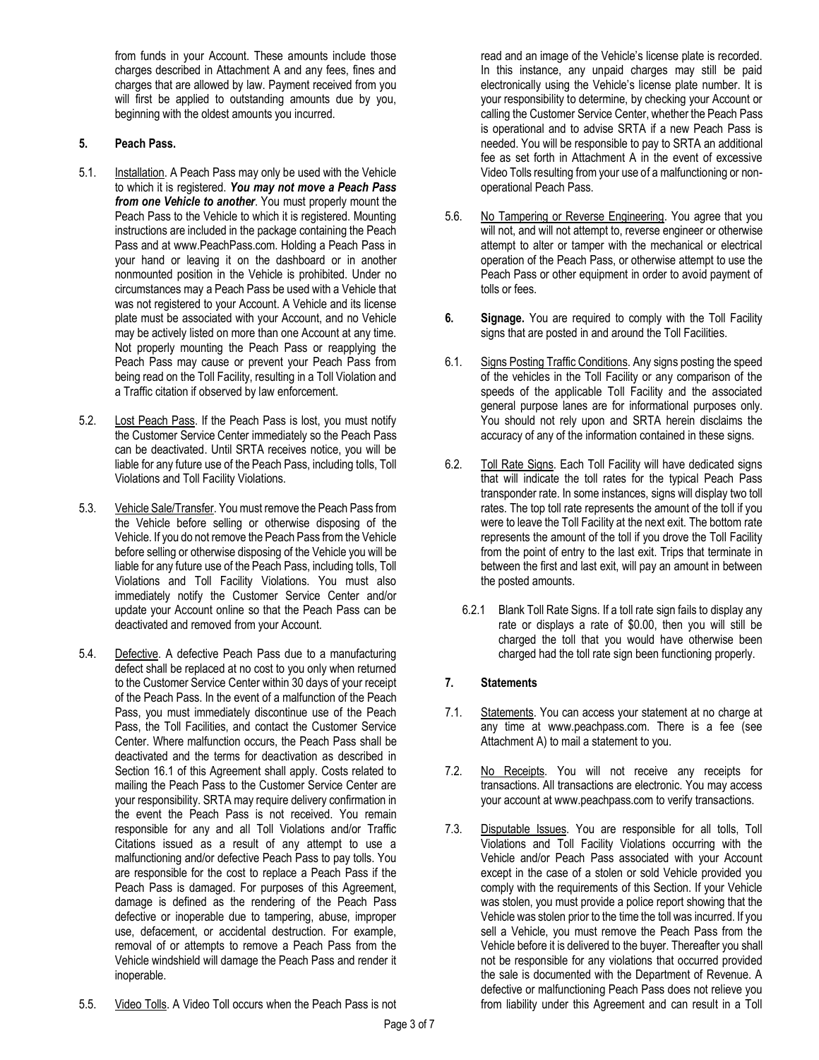from funds in your Account. These amounts include those charges described in Attachment A and any fees, fines and charges that are allowed by law. Payment received from you will first be applied to outstanding amounts due by you, beginning with the oldest amounts you incurred.

## 5. Peach Pass.

5.1. Installation. A Peach Pass may only be used with the Vehicle to which it is registered. ***You may not move a Peach Pass from one Vehicle to another***. You must properly mount the Peach Pass to the Vehicle to which it is registered. Mounting instructions are included in the package containing the Peach Pass and at www.PeachPass.com. Holding a Peach Pass in your hand or leaving it on the dashboard or in another nonmounted position in the Vehicle is prohibited. Under no circumstances may a Peach Pass be used with a Vehicle that was not registered to your Account. A Vehicle and its license plate must be associated with your Account, and no Vehicle may be actively listed on more than one Account at any time. Not properly mounting the Peach Pass or reapplying the Peach Pass may cause or prevent your Peach Pass from being read on the Toll Facility, resulting in a Toll Violation and a Traffic citation if observed by law enforcement.

5.2. Lost Peach Pass. If the Peach Pass is lost, you must notify the Customer Service Center immediately so the Peach Pass can be deactivated. Until SRTA receives notice, you will be liable for any future use of the Peach Pass, including tolls, Toll Violations and Toll Facility Violations.

5.3. Vehicle Sale/Transfer. You must remove the Peach Pass from the Vehicle before selling or otherwise disposing of the Vehicle. If you do not remove the Peach Pass from the Vehicle before selling or otherwise disposing of the Vehicle you will be liable for any future use of the Peach Pass, including tolls, Toll Violations and Toll Facility Violations. You must also immediately notify the Customer Service Center and/or update your Account online so that the Peach Pass can be deactivated and removed from your Account.

5.4. Defective. A defective Peach Pass due to a manufacturing defect shall be replaced at no cost to you only when returned to the Customer Service Center within 30 days of your receipt of the Peach Pass. In the event of a malfunction of the Peach Pass, you must immediately discontinue use of the Peach Pass, the Toll Facilities, and contact the Customer Service Center. Where malfunction occurs, the Peach Pass shall be deactivated and the terms for deactivation as described in Section 16.1 of this Agreement shall apply. Costs related to mailing the Peach Pass to the Customer Service Center are your responsibility. SRTA may require delivery confirmation in the event the Peach Pass is not received. You remain responsible for any and all Toll Violations and/or Traffic Citations issued as a result of any attempt to use a malfunctioning and/or defective Peach Pass to pay tolls. You are responsible for the cost to replace a Peach Pass if the Peach Pass is damaged. For purposes of this Agreement, damage is defined as the rendering of the Peach Pass defective or inoperable due to tampering, abuse, improper use, defacement, or accidental destruction. For example, removal of or attempts to remove a Peach Pass from the Vehicle windshield will damage the Peach Pass and render it inoperable.

5.5. Video Tolls. A Video Toll occurs when the Peach Pass is not read and an image of the Vehicle's license plate is recorded. In this instance, any unpaid charges may still be paid electronically using the Vehicle's license plate number. It is your responsibility to determine, by checking your Account or calling the Customer Service Center, whether the Peach Pass is operational and to advise SRTA if a new Peach Pass is needed. You will be responsible to pay to SRTA an additional fee as set forth in Attachment A in the event of excessive Video Tolls resulting from your use of a malfunctioning or non-operational Peach Pass.

5.6. No Tampering or Reverse Engineering. You agree that you will not, and will not attempt to, reverse engineer or otherwise attempt to alter or tamper with the mechanical or electrical operation of the Peach Pass, or otherwise attempt to use the Peach Pass or other equipment in order to avoid payment of tolls or fees.

**6. Signage.** You are required to comply with the Toll Facility signs that are posted in and around the Toll Facilities.

6.1. Signs Posting Traffic Conditions. Any signs posting the speed of the vehicles in the Toll Facility or any comparison of the speeds of the applicable Toll Facility and the associated general purpose lanes are for informational purposes only. You should not rely upon and SRTA herein disclaims the accuracy of any of the information contained in these signs.

6.2. Toll Rate Signs. Each Toll Facility will have dedicated signs that will indicate the toll rates for the typical Peach Pass transponder rate. In some instances, signs will display two toll rates. The top toll rate represents the amount of the toll if you were to leave the Toll Facility at the next exit. The bottom rate represents the amount of the toll if you drove the Toll Facility from the point of entry to the last exit. Trips that terminate in between the first and last exit, will pay an amount in between the posted amounts.

6.2.1 Blank Toll Rate Signs. If a toll rate sign fails to display any rate or displays a rate of \$0.00, then you will still be charged the toll that you would have otherwise been charged had the toll rate sign been functioning properly.

## 7. Statements

7.1. Statements. You can access your statement at no charge at any time at www.peachpass.com. There is a fee (see Attachment A) to mail a statement to you.

7.2. No Receipts. You will not receive any receipts for transactions. All transactions are electronic. You may access your account at www.peachpass.com to verify transactions.

7.3. Disputable Issues. You are responsible for all tolls, Toll Violations and Toll Facility Violations occurring with the Vehicle and/or Peach Pass associated with your Account except in the case of a stolen or sold Vehicle provided you comply with the requirements of this Section. If your Vehicle was stolen, you must provide a police report showing that the Vehicle was stolen prior to the time the toll was incurred. If you sell a Vehicle, you must remove the Peach Pass from the Vehicle before it is delivered to the buyer. Thereafter you shall not be responsible for any violations that occurred provided the sale is documented with the Department of Revenue. A defective or malfunctioning Peach Pass does not relieve you from liability under this Agreement and can result in a Toll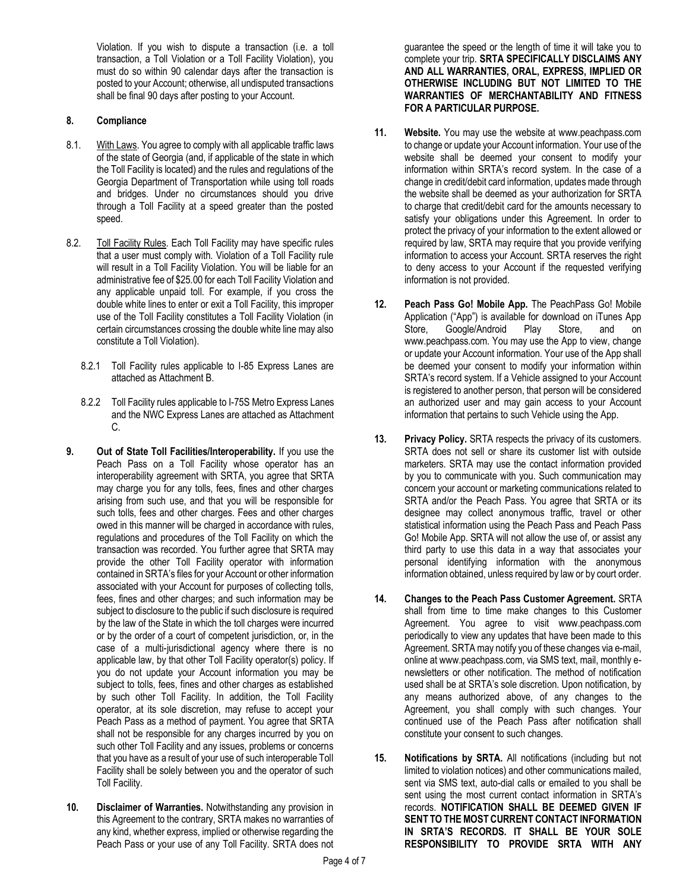Violation. If you wish to dispute a transaction (i.e. a toll transaction, a Toll Violation or a Toll Facility Violation), you must do so within 90 calendar days after the transaction is posted to your Account; otherwise, all undisputed transactions shall be final 90 days after posting to your Account.

**8. Compliance**

8.1. With Laws. You agree to comply with all applicable traffic laws of the state of Georgia (and, if applicable of the state in which the Toll Facility is located) and the rules and regulations of the Georgia Department of Transportation while using toll roads and bridges. Under no circumstances should you drive through a Toll Facility at a speed greater than the posted speed.

8.2. Toll Facility Rules. Each Toll Facility may have specific rules that a user must comply with. Violation of a Toll Facility rule will result in a Toll Facility Violation. You will be liable for an administrative fee of $25.00 for each Toll Facility Violation and any applicable unpaid toll. For example, if you cross the double white lines to enter or exit a Toll Facility, this improper use of the Toll Facility constitutes a Toll Facility Violation (in certain circumstances crossing the double white line may also constitute a Toll Violation).

8.2.1 Toll Facility rules applicable to I-85 Express Lanes are attached as Attachment B.

8.2.2 Toll Facility rules applicable to I-75S Metro Express Lanes and the NWC Express Lanes are attached as Attachment C.

**9. Out of State Toll Facilities/Interoperability.** If you use the Peach Pass on a Toll Facility whose operator has an interoperability agreement with SRTA, you agree that SRTA may charge you for any tolls, fees, fines and other charges arising from such use, and that you will be responsible for such tolls, fees and other charges. Fees and other charges owed in this manner will be charged in accordance with rules, regulations and procedures of the Toll Facility on which the transaction was recorded. You further agree that SRTA may provide the other Toll Facility operator with information contained in SRTA's files for your Account or other information associated with your Account for purposes of collecting tolls, fees, fines and other charges; and such information may be subject to disclosure to the public if such disclosure is required by the law of the State in which the toll charges were incurred or by the order of a court of competent jurisdiction, or, in the case of a multi-jurisdictional agency where there is no applicable law, by that other Toll Facility operator(s) policy. If you do not update your Account information you may be subject to tolls, fees, fines and other charges as established by such other Toll Facility. In addition, the Toll Facility operator, at its sole discretion, may refuse to accept your Peach Pass as a method of payment. You agree that SRTA shall not be responsible for any charges incurred by you on such other Toll Facility and any issues, problems or concerns that you have as a result of your use of such interoperable Toll Facility shall be solely between you and the operator of such Toll Facility.

**10. Disclaimer of Warranties.** Notwithstanding any provision in this Agreement to the contrary, SRTA makes no warranties of any kind, whether express, implied or otherwise regarding the Peach Pass or your use of any Toll Facility. SRTA does not guarantee the speed or the length of time it will take you to complete your trip. **SRTA SPECIFICALLY DISCLAIMS ANY AND ALL WARRANTIES, ORAL, EXPRESS, IMPLIED OR OTHERWISE INCLUDING BUT NOT LIMITED TO THE WARRANTIES OF MERCHANTABILITY AND FITNESS FOR A PARTICULAR PURPOSE.**

**11. Website.** You may use the website at www.peachpass.com to change or update your Account information. Your use of the website shall be deemed your consent to modify your information within SRTA's record system. In the case of a change in credit/debit card information, updates made through the website shall be deemed as your authorization for SRTA to charge that credit/debit card for the amounts necessary to satisfy your obligations under this Agreement. In order to protect the privacy of your information to the extent allowed or required by law, SRTA may require that you provide verifying information to access your Account. SRTA reserves the right to deny access to your Account if the requested verifying information is not provided.

**12. Peach Pass Go! Mobile App.** The PeachPass Go! Mobile Application ("App") is available for download on iTunes App Store, Google/Android Play Store, and on www.peachpass.com. You may use the App to view, change or update your Account information. Your use of the App shall be deemed your consent to modify your information within SRTA's record system. If a Vehicle assigned to your Account is registered to another person, that person will be considered an authorized user and may gain access to your Account information that pertains to such Vehicle using the App.

**13. Privacy Policy.** SRTA respects the privacy of its customers. SRTA does not sell or share its customer list with outside marketers. SRTA may use the contact information provided by you to communicate with you. Such communication may concern your account or marketing communications related to SRTA and/or the Peach Pass. You agree that SRTA or its designee may collect anonymous traffic, travel or other statistical information using the Peach Pass and Peach Pass Go! Mobile App. SRTA will not allow the use of, or assist any third party to use this data in a way that associates your personal identifying information with the anonymous information obtained, unless required by law or by court order.

**14. Changes to the Peach Pass Customer Agreement.** SRTA shall from time to time make changes to this Customer Agreement. You agree to visit www.peachpass.com periodically to view any updates that have been made to this Agreement. SRTA may notify you of these changes via e-mail, online at www.peachpass.com, via SMS text, mail, monthly e-newsletters or other notification. The method of notification used shall be at SRTA's sole discretion. Upon notification, by any means authorized above, of any changes to the Agreement, you shall comply with such changes. Your continued use of the Peach Pass after notification shall constitute your consent to such changes.

**15. Notifications by SRTA.** All notifications (including but not limited to violation notices) and other communications mailed, sent via SMS text, auto-dial calls or emailed to you shall be sent using the most current contact information in SRTA's records. **NOTIFICATION SHALL BE DEEMED GIVEN IF SENT TO THE MOST CURRENT CONTACT INFORMATION IN SRTA'S RECORDS. IT SHALL BE YOUR SOLE RESPONSIBILITY TO PROVIDE SRTA WITH ANY**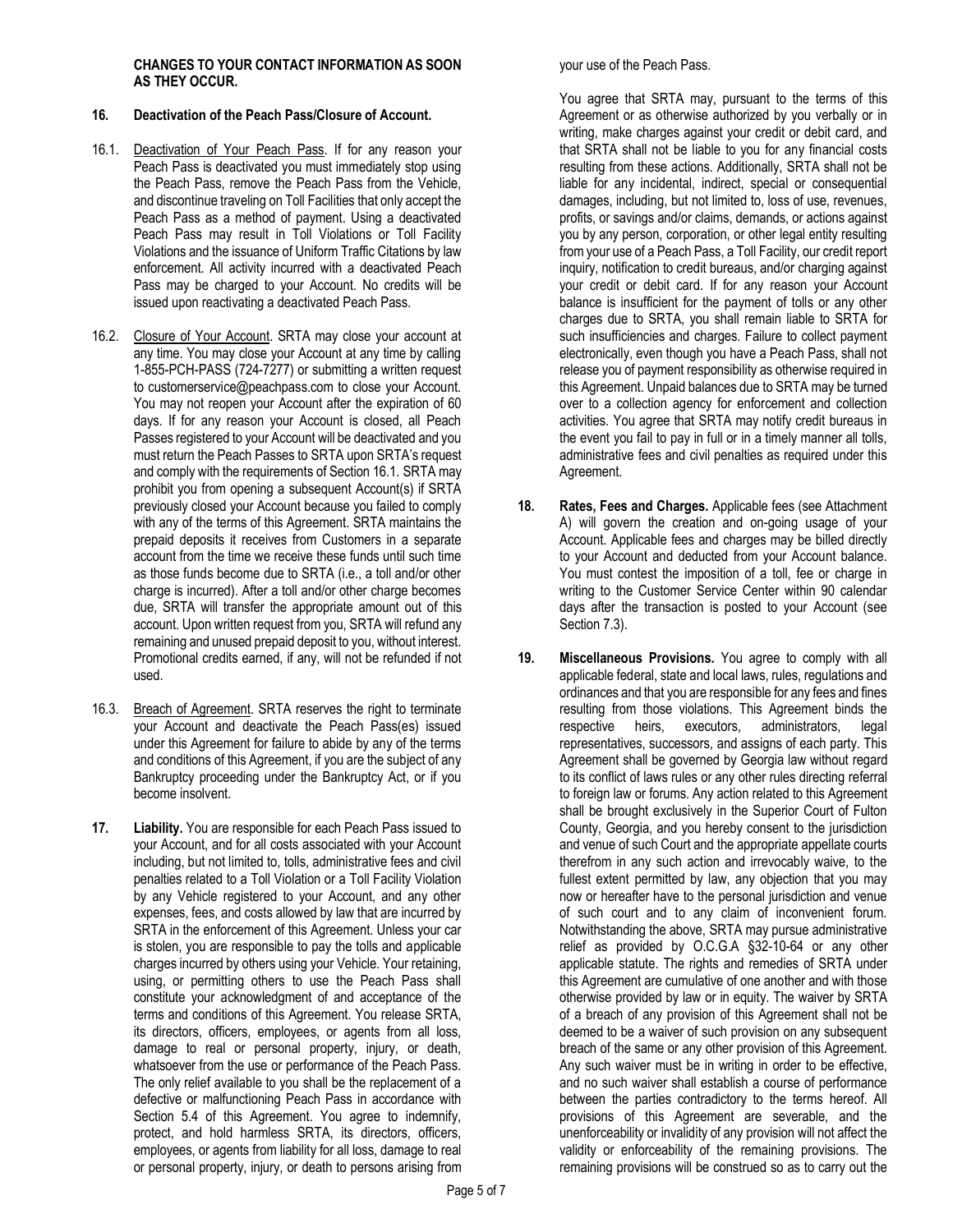**CHANGES TO YOUR CONTACT INFORMATION AS SOON AS THEY OCCUR.**

## 16. Deactivation of the Peach Pass/Closure of Account.

16.1. Deactivation of Your Peach Pass. If for any reason your Peach Pass is deactivated you must immediately stop using the Peach Pass, remove the Peach Pass from the Vehicle, and discontinue traveling on Toll Facilities that only accept the Peach Pass as a method of payment. Using a deactivated Peach Pass may result in Toll Violations or Toll Facility Violations and the issuance of Uniform Traffic Citations by law enforcement. All activity incurred with a deactivated Peach Pass may be charged to your Account. No credits will be issued upon reactivating a deactivated Peach Pass.

16.2. Closure of Your Account. SRTA may close your account at any time. You may close your Account at any time by calling 1-855-PCH-PASS (724-7277) or submitting a written request to customerservice@peachpass.com to close your Account. You may not reopen your Account after the expiration of 60 days. If for any reason your Account is closed, all Peach Passes registered to your Account will be deactivated and you must return the Peach Passes to SRTA upon SRTA's request and comply with the requirements of Section 16.1. SRTA may prohibit you from opening a subsequent Account(s) if SRTA previously closed your Account because you failed to comply with any of the terms of this Agreement. SRTA maintains the prepaid deposits it receives from Customers in a separate account from the time we receive these funds until such time as those funds become due to SRTA (i.e., a toll and/or other charge is incurred). After a toll and/or other charge becomes due, SRTA will transfer the appropriate amount out of this account. Upon written request from you, SRTA will refund any remaining and unused prepaid deposit to you, without interest. Promotional credits earned, if any, will not be refunded if not used.

16.3. Breach of Agreement. SRTA reserves the right to terminate your Account and deactivate the Peach Pass(es) issued under this Agreement for failure to abide by any of the terms and conditions of this Agreement, if you are the subject of any Bankruptcy proceeding under the Bankruptcy Act, or if you become insolvent.

**17. Liability.** You are responsible for each Peach Pass issued to your Account, and for all costs associated with your Account including, but not limited to, tolls, administrative fees and civil penalties related to a Toll Violation or a Toll Facility Violation by any Vehicle registered to your Account, and any other expenses, fees, and costs allowed by law that are incurred by SRTA in the enforcement of this Agreement. Unless your car is stolen, you are responsible to pay the tolls and applicable charges incurred by others using your Vehicle. Your retaining, using, or permitting others to use the Peach Pass shall constitute your acknowledgment of and acceptance of the terms and conditions of this Agreement. You release SRTA, its directors, officers, employees, or agents from all loss, damage to real or personal property, injury, or death, whatsoever from the use or performance of the Peach Pass. The only relief available to you shall be the replacement of a defective or malfunctioning Peach Pass in accordance with Section 5.4 of this Agreement. You agree to indemnify, protect, and hold harmless SRTA, its directors, officers, employees, or agents from liability for all loss, damage to real or personal property, injury, or death to persons arising from your use of the Peach Pass.

You agree that SRTA may, pursuant to the terms of this Agreement or as otherwise authorized by you verbally or in writing, make charges against your credit or debit card, and that SRTA shall not be liable to you for any financial costs resulting from these actions. Additionally, SRTA shall not be liable for any incidental, indirect, special or consequential damages, including, but not limited to, loss of use, revenues, profits, or savings and/or claims, demands, or actions against you by any person, corporation, or other legal entity resulting from your use of a Peach Pass, a Toll Facility, our credit report inquiry, notification to credit bureaus, and/or charging against your credit or debit card. If for any reason your Account balance is insufficient for the payment of tolls or any other charges due to SRTA, you shall remain liable to SRTA for such insufficiencies and charges. Failure to collect payment electronically, even though you have a Peach Pass, shall not release you of payment responsibility as otherwise required in this Agreement. Unpaid balances due to SRTA may be turned over to a collection agency for enforcement and collection activities. You agree that SRTA may notify credit bureaus in the event you fail to pay in full or in a timely manner all tolls, administrative fees and civil penalties as required under this Agreement.

**18. Rates, Fees and Charges.** Applicable fees (see Attachment A) will govern the creation and on-going usage of your Account. Applicable fees and charges may be billed directly to your Account and deducted from your Account balance. You must contest the imposition of a toll, fee or charge in writing to the Customer Service Center within 90 calendar days after the transaction is posted to your Account (see Section 7.3).

**19. Miscellaneous Provisions.** You agree to comply with all applicable federal, state and local laws, rules, regulations and ordinances and that you are responsible for any fees and fines resulting from those violations. This Agreement binds the respective heirs, executors, administrators, legal representatives, successors, and assigns of each party. This Agreement shall be governed by Georgia law without regard to its conflict of laws rules or any other rules directing referral to foreign law or forums. Any action related to this Agreement shall be brought exclusively in the Superior Court of Fulton County, Georgia, and you hereby consent to the jurisdiction and venue of such Court and the appropriate appellate courts therefrom in any such action and irrevocably waive, to the fullest extent permitted by law, any objection that you may now or hereafter have to the personal jurisdiction and venue of such court and to any claim of inconvenient forum. Notwithstanding the above, SRTA may pursue administrative relief as provided by O.C.G.A §32-10-64 or any other applicable statute. The rights and remedies of SRTA under this Agreement are cumulative of one another and with those otherwise provided by law or in equity. The waiver by SRTA of a breach of any provision of this Agreement shall not be deemed to be a waiver of such provision on any subsequent breach of the same or any other provision of this Agreement. Any such waiver must be in writing in order to be effective, and no such waiver shall establish a course of performance between the parties contradictory to the terms hereof. All provisions of this Agreement are severable, and the unenforceability or invalidity of any provision will not affect the validity or enforceability of the remaining provisions. The remaining provisions will be construed so as to carry out the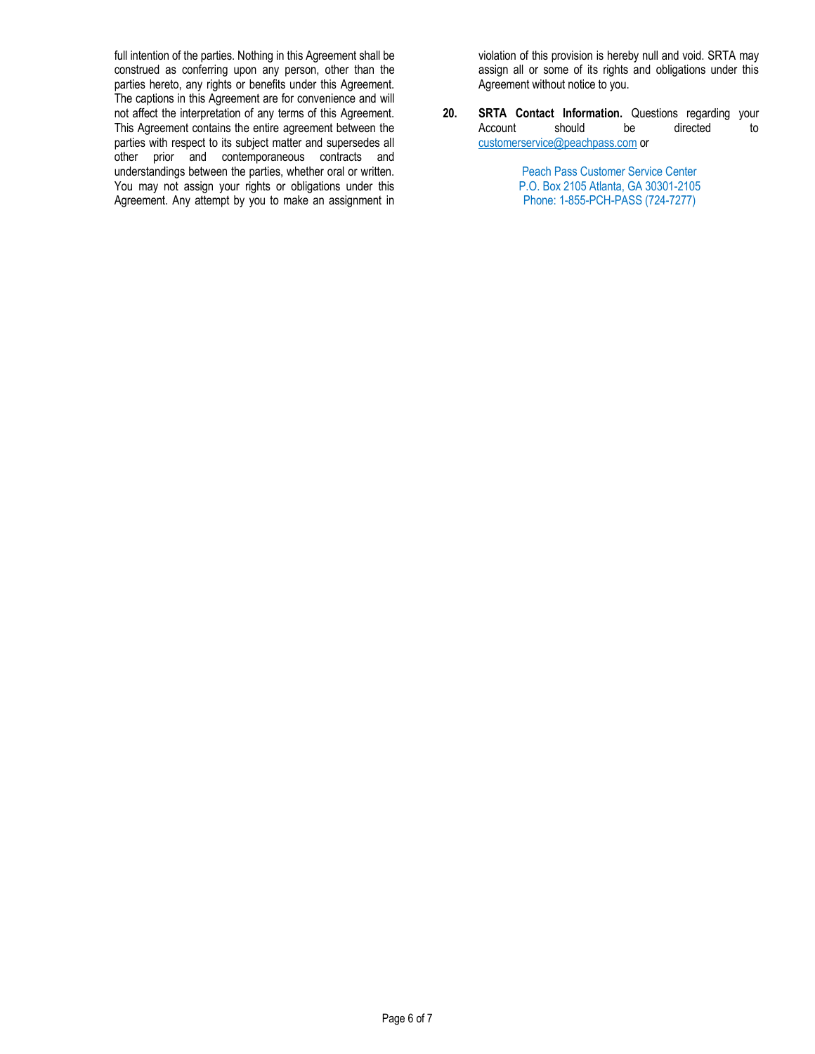full intention of the parties. Nothing in this Agreement shall be construed as conferring upon any person, other than the parties hereto, any rights or benefits under this Agreement. The captions in this Agreement are for convenience and will not affect the interpretation of any terms of this Agreement. This Agreement contains the entire agreement between the parties with respect to its subject matter and supersedes all other prior and contemporaneous contracts and understandings between the parties, whether oral or written. You may not assign your rights or obligations under this Agreement. Any attempt by you to make an assignment in violation of this provision is hereby null and void. SRTA may assign all or some of its rights and obligations under this Agreement without notice to you.

**20. SRTA Contact Information.** Questions regarding your Account should be directed to customerservice@peachpass.com or

Peach Pass Customer Service Center
P.O. Box 2105 Atlanta, GA 30301-2105
Phone: 1-855-PCH-PASS (724-7277)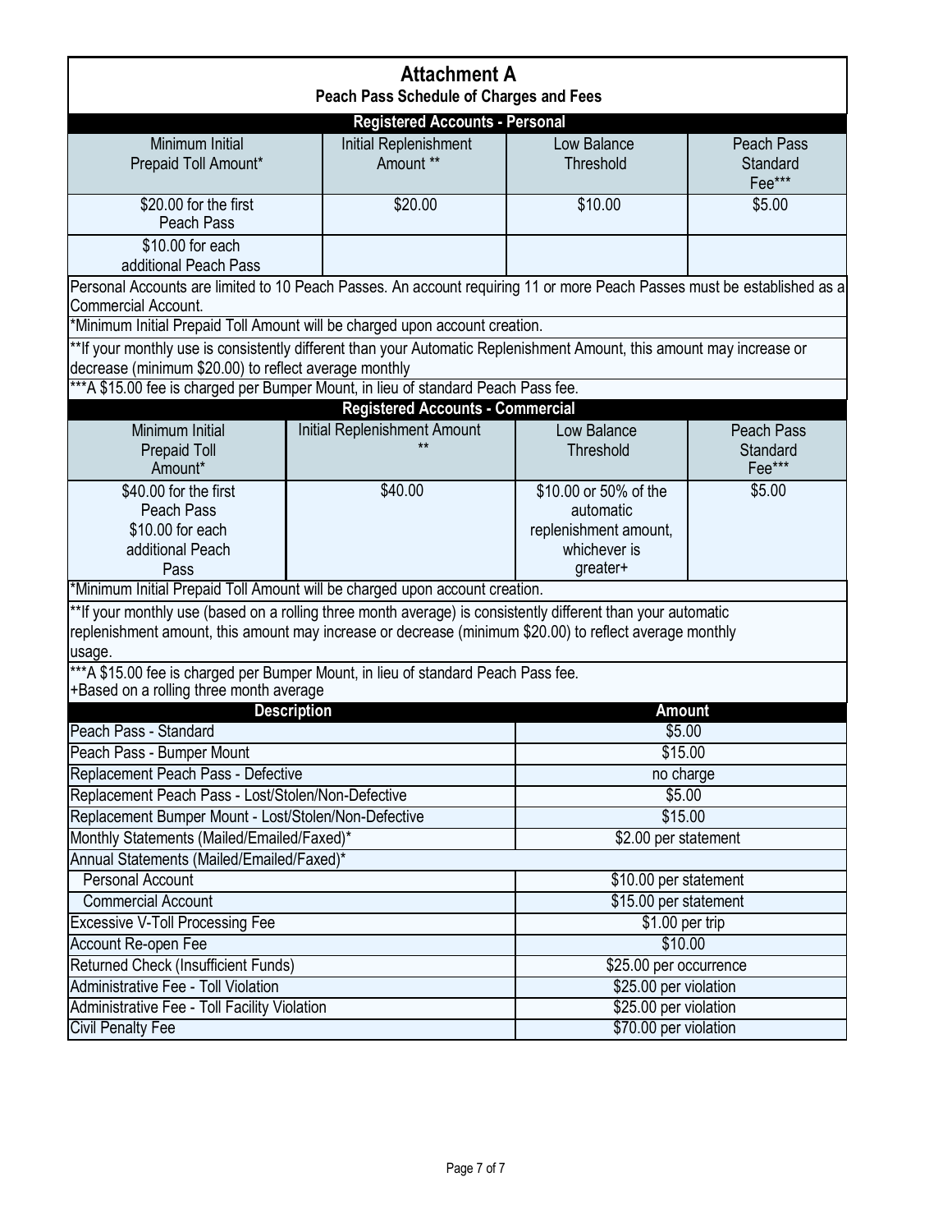# Attachment A

## Peach Pass Schedule of Charges and Fees

### Registered Accounts - Personal

| Minimum Initial Prepaid Toll Amount* | Initial Replenishment Amount ** | Low Balance Threshold | Peach Pass Standard Fee*** |
|---|---|---|---|
| $20.00 for the first Peach Pass | $20.00 | $10.00 | $5.00 |
| $10.00 for each additional Peach Pass | | | |

Personal Accounts are limited to 10 Peach Passes. An account requiring 11 or more Peach Passes must be established as a Commercial Account.

*Minimum Initial Prepaid Toll Amount will be charged upon account creation.

**If your monthly use is consistently different than your Automatic Replenishment Amount, this amount may increase or decrease (minimum $20.00) to reflect average monthly

***A $15.00 fee is charged per Bumper Mount, in lieu of standard Peach Pass fee.

### Registered Accounts - Commercial

| Minimum Initial Prepaid Toll Amount* | Initial Replenishment Amount ** | Low Balance Threshold | Peach Pass Standard Fee*** |
|---|---|---|---|
| $40.00 for the first Peach Pass<br>$10.00 for each additional Peach Pass | $40.00 | $10.00 or 50% of the automatic replenishment amount, whichever is greater+ | $5.00 |

*Minimum Initial Prepaid Toll Amount will be charged upon account creation.

**If your monthly use (based on a rolling three month average) is consistently different than your automatic replenishment amount, this amount may increase or decrease (minimum $20.00) to reflect average monthly usage.

***A $15.00 fee is charged per Bumper Mount, in lieu of standard Peach Pass fee.
+Based on a rolling three month average

| Description | Amount |
|---|---|
| Peach Pass - Standard | $5.00 |
| Peach Pass - Bumper Mount | $15.00 |
| Replacement Peach Pass - Defective | no charge |
| Replacement Peach Pass - Lost/Stolen/Non-Defective | $5.00 |
| Replacement Bumper Mount - Lost/Stolen/Non-Defective | $15.00 |
| Monthly Statements (Mailed/Emailed/Faxed)* | $2.00 per statement |
| Annual Statements (Mailed/Emailed/Faxed)* | |
| Personal Account | $10.00 per statement |
| Commercial Account | $15.00 per statement |
| Excessive V-Toll Processing Fee | $1.00 per trip |
| Account Re-open Fee | $10.00 |
| Returned Check (Insufficient Funds) | $25.00 per occurrence |
| Administrative Fee - Toll Violation | $25.00 per violation |
| Administrative Fee - Toll Facility Violation | $25.00 per violation |
| Civil Penalty Fee | $70.00 per violation |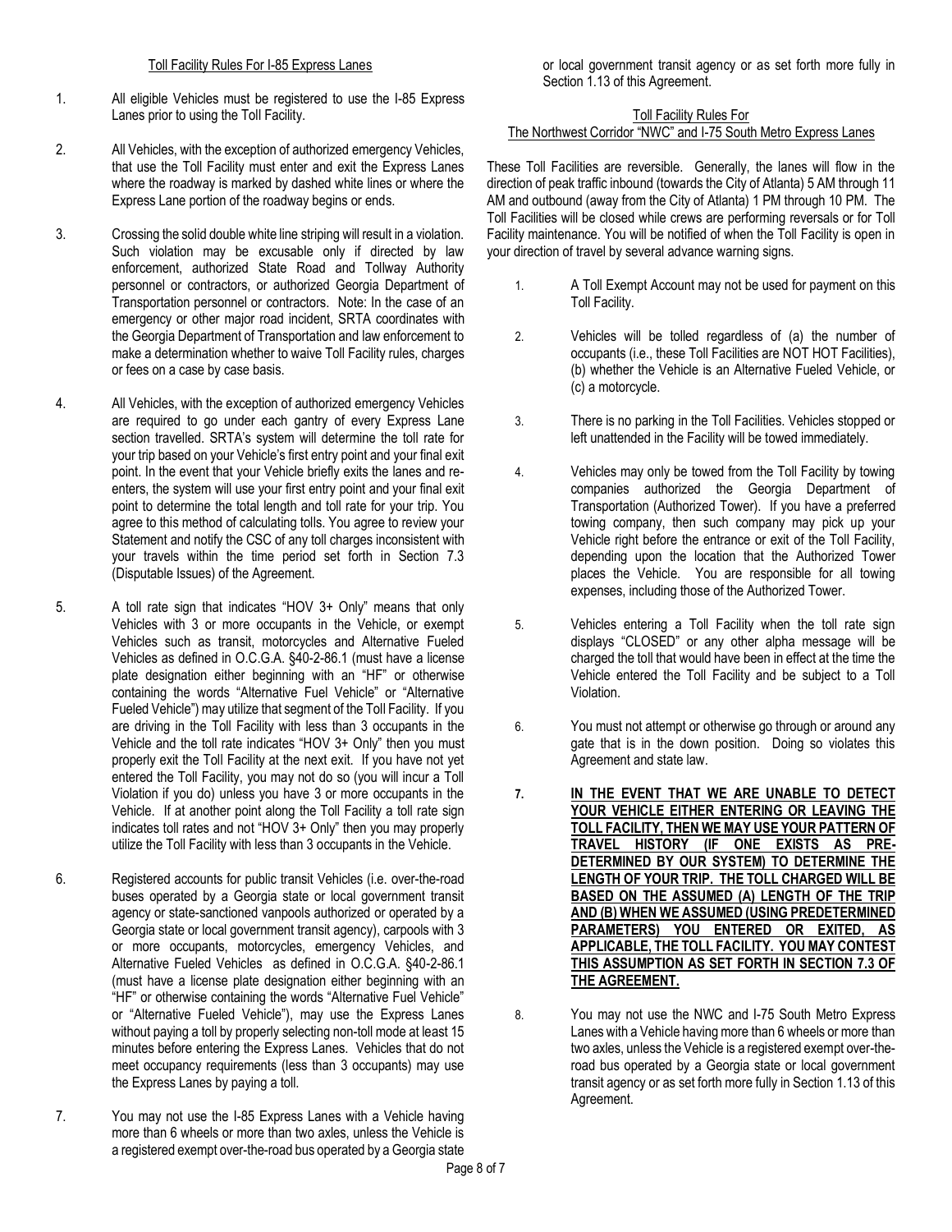Toll Facility Rules For I-85 Express Lanes

1. All eligible Vehicles must be registered to use the I-85 Express Lanes prior to using the Toll Facility.

2. All Vehicles, with the exception of authorized emergency Vehicles, that use the Toll Facility must enter and exit the Express Lanes where the roadway is marked by dashed white lines or where the Express Lane portion of the roadway begins or ends.

3. Crossing the solid double white line striping will result in a violation. Such violation may be excusable only if directed by law enforcement, authorized State Road and Tollway Authority personnel or contractors, or authorized Georgia Department of Transportation personnel or contractors. Note: In the case of an emergency or other major road incident, SRTA coordinates with the Georgia Department of Transportation and law enforcement to make a determination whether to waive Toll Facility rules, charges or fees on a case by case basis.

4. All Vehicles, with the exception of authorized emergency Vehicles are required to go under each gantry of every Express Lane section travelled. SRTA's system will determine the toll rate for your trip based on your Vehicle's first entry point and your final exit point. In the event that your Vehicle briefly exits the lanes and re-enters, the system will use your first entry point and your final exit point to determine the total length and toll rate for your trip. You agree to this method of calculating tolls. You agree to review your Statement and notify the CSC of any toll charges inconsistent with your travels within the time period set forth in Section 7.3 (Disputable Issues) of the Agreement.

5. A toll rate sign that indicates "HOV 3+ Only" means that only Vehicles with 3 or more occupants in the Vehicle, or exempt Vehicles such as transit, motorcycles and Alternative Fueled Vehicles as defined in O.C.G.A. §40-2-86.1 (must have a license plate designation either beginning with an "HF" or otherwise containing the words "Alternative Fuel Vehicle" or "Alternative Fueled Vehicle") may utilize that segment of the Toll Facility. If you are driving in the Toll Facility with less than 3 occupants in the Vehicle and the toll rate indicates "HOV 3+ Only" then you must properly exit the Toll Facility at the next exit. If you have not yet entered the Toll Facility, you may not do so (you will incur a Toll Violation if you do) unless you have 3 or more occupants in the Vehicle. If at another point along the Toll Facility a toll rate sign indicates toll rates and not "HOV 3+ Only" then you may properly utilize the Toll Facility with less than 3 occupants in the Vehicle.

6. Registered accounts for public transit Vehicles (i.e. over-the-road buses operated by a Georgia state or local government transit agency or state-sanctioned vanpools authorized or operated by a Georgia state or local government transit agency), carpools with 3 or more occupants, motorcycles, emergency Vehicles, and Alternative Fueled Vehicles as defined in O.C.G.A. §40-2-86.1 (must have a license plate designation either beginning with an "HF" or otherwise containing the words "Alternative Fuel Vehicle" or "Alternative Fueled Vehicle"), may use the Express Lanes without paying a toll by properly selecting non-toll mode at least 15 minutes before entering the Express Lanes. Vehicles that do not meet occupancy requirements (less than 3 occupants) may use the Express Lanes by paying a toll.

7. You may not use the I-85 Express Lanes with a Vehicle having more than 6 wheels or more than two axles, unless the Vehicle is a registered exempt over-the-road bus operated by a Georgia state or local government transit agency or as set forth more fully in Section 1.13 of this Agreement.

Toll Facility Rules For
The Northwest Corridor "NWC" and I-75 South Metro Express Lanes

These Toll Facilities are reversible. Generally, the lanes will flow in the direction of peak traffic inbound (towards the City of Atlanta) 5 AM through 11 AM and outbound (away from the City of Atlanta) 1 PM through 10 PM. The Toll Facilities will be closed while crews are performing reversals or for Toll Facility maintenance. You will be notified of when the Toll Facility is open in your direction of travel by several advance warning signs.

1. A Toll Exempt Account may not be used for payment on this Toll Facility.

2. Vehicles will be tolled regardless of (a) the number of occupants (i.e., these Toll Facilities are NOT HOT Facilities), (b) whether the Vehicle is an Alternative Fueled Vehicle, or (c) a motorcycle.

3. There is no parking in the Toll Facilities. Vehicles stopped or left unattended in the Facility will be towed immediately.

4. Vehicles may only be towed from the Toll Facility by towing companies authorized the Georgia Department of Transportation (Authorized Tower). If you have a preferred towing company, then such company may pick up your Vehicle right before the entrance or exit of the Toll Facility, depending upon the location that the Authorized Tower places the Vehicle. You are responsible for all towing expenses, including those of the Authorized Tower.

5. Vehicles entering a Toll Facility when the toll rate sign displays "CLOSED" or any other alpha message will be charged the toll that would have been in effect at the time the Vehicle entered the Toll Facility and be subject to a Toll Violation.

6. You must not attempt or otherwise go through or around any gate that is in the down position. Doing so violates this Agreement and state law.

7. **IN THE EVENT THAT WE ARE UNABLE TO DETECT YOUR VEHICLE EITHER ENTERING OR LEAVING THE TOLL FACILITY, THEN WE MAY USE YOUR PATTERN OF TRAVEL HISTORY (IF ONE EXISTS AS PRE-DETERMINED BY OUR SYSTEM) TO DETERMINE THE LENGTH OF YOUR TRIP. THE TOLL CHARGED WILL BE BASED ON THE ASSUMED (A) LENGTH OF THE TRIP AND (B) WHEN WE ASSUMED (USING PREDETERMINED PARAMETERS) YOU ENTERED OR EXITED, AS APPLICABLE, THE TOLL FACILITY. YOU MAY CONTEST THIS ASSUMPTION AS SET FORTH IN SECTION 7.3 OF THE AGREEMENT.**

8. You may not use the NWC and I-75 South Metro Express Lanes with a Vehicle having more than 6 wheels or more than two axles, unless the Vehicle is a registered exempt over-the-road bus operated by a Georgia state or local government transit agency or as set forth more fully in Section 1.13 of this Agreement.